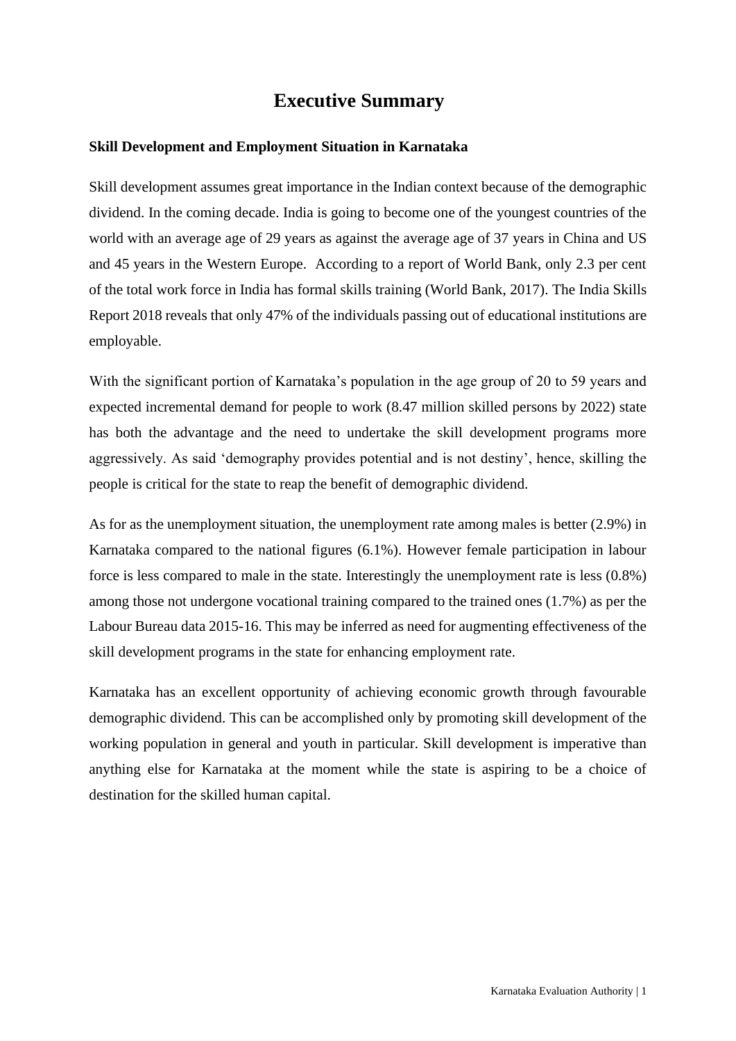# Executive Summary

### Skill Development and Employment Situation in Karnataka

Skill development assumes great importance in the Indian context because of the demographic dividend. In the coming decade. India is going to become one of the youngest countries of the world with an average age of 29 years as against the average age of 37 years in China and US and 45 years in the Western Europe. According to a report of World Bank, only 2.3 per cent of the total work force in India has formal skills training (World Bank, 2017). The India Skills Report 2018 reveals that only 47% of the individuals passing out of educational institutions are employable.

With the significant portion of Karnataka's population in the age group of 20 to 59 years and expected incremental demand for people to work (8.47 million skilled persons by 2022) state has both the advantage and the need to undertake the skill development programs more aggressively. As said 'demography provides potential and is not destiny', hence, skilling the people is critical for the state to reap the benefit of demographic dividend.

As for as the unemployment situation, the unemployment rate among males is better (2.9%) in Karnataka compared to the national figures (6.1%). However female participation in labour force is less compared to male in the state. Interestingly the unemployment rate is less (0.8%) among those not undergone vocational training compared to the trained ones (1.7%) as per the Labour Bureau data 2015-16. This may be inferred as need for augmenting effectiveness of the skill development programs in the state for enhancing employment rate.

Karnataka has an excellent opportunity of achieving economic growth through favourable demographic dividend. This can be accomplished only by promoting skill development of the working population in general and youth in particular. Skill development is imperative than anything else for Karnataka at the moment while the state is aspiring to be a choice of destination for the skilled human capital.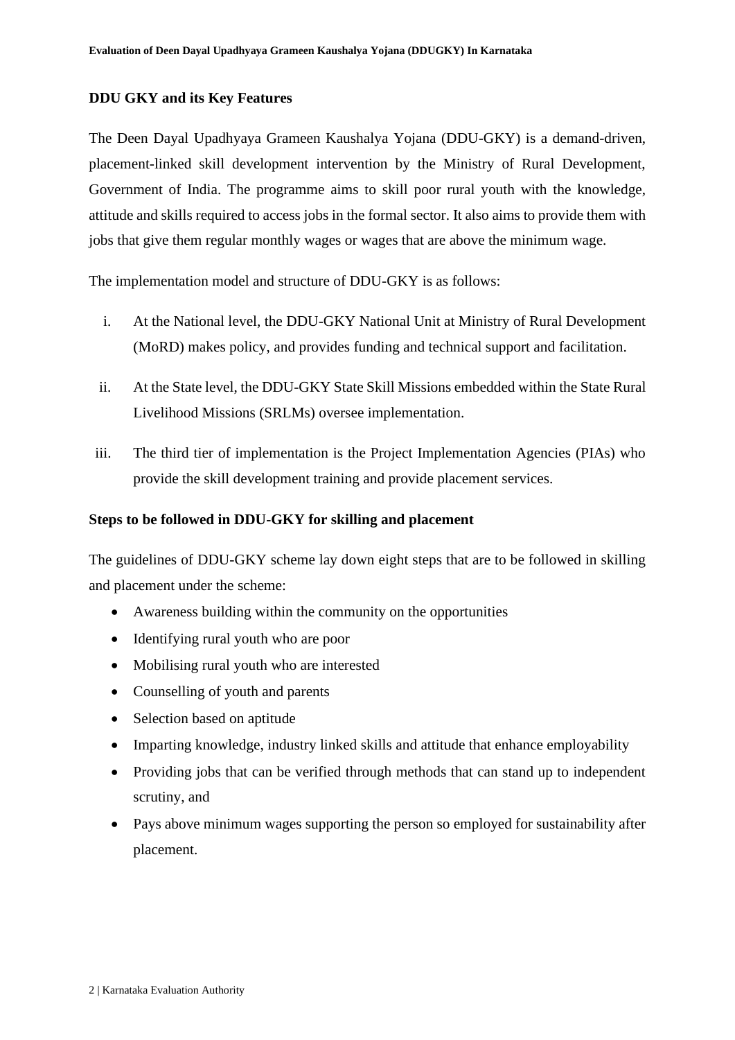**DDU GKY and its Key Features**

The Deen Dayal Upadhyaya Grameen Kaushalya Yojana (DDU-GKY) is a demand-driven, placement-linked skill development intervention by the Ministry of Rural Development, Government of India. The programme aims to skill poor rural youth with the knowledge, attitude and skills required to access jobs in the formal sector. It also aims to provide them with jobs that give them regular monthly wages or wages that are above the minimum wage.

The implementation model and structure of DDU-GKY is as follows:

i. At the National level, the DDU-GKY National Unit at Ministry of Rural Development (MoRD) makes policy, and provides funding and technical support and facilitation.

ii. At the State level, the DDU-GKY State Skill Missions embedded within the State Rural Livelihood Missions (SRLMs) oversee implementation.

iii. The third tier of implementation is the Project Implementation Agencies (PIAs) who provide the skill development training and provide placement services.

**Steps to be followed in DDU-GKY for skilling and placement**

The guidelines of DDU-GKY scheme lay down eight steps that are to be followed in skilling and placement under the scheme:

- Awareness building within the community on the opportunities
- Identifying rural youth who are poor
- Mobilising rural youth who are interested
- Counselling of youth and parents
- Selection based on aptitude
- Imparting knowledge, industry linked skills and attitude that enhance employability
- Providing jobs that can be verified through methods that can stand up to independent scrutiny, and
- Pays above minimum wages supporting the person so employed for sustainability after placement.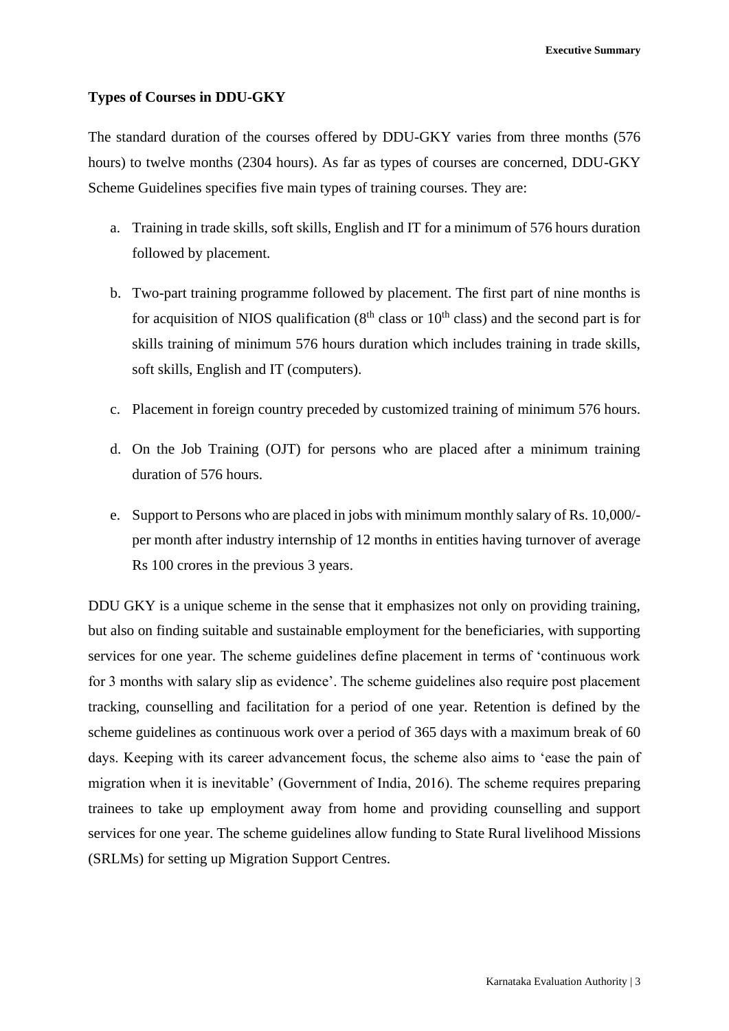### Types of Courses in DDU-GKY

The standard duration of the courses offered by DDU-GKY varies from three months (576 hours) to twelve months (2304 hours). As far as types of courses are concerned, DDU-GKY Scheme Guidelines specifies five main types of training courses. They are:

a. Training in trade skills, soft skills, English and IT for a minimum of 576 hours duration followed by placement.

b. Two-part training programme followed by placement. The first part of nine months is for acquisition of NIOS qualification (8th class or 10th class) and the second part is for skills training of minimum 576 hours duration which includes training in trade skills, soft skills, English and IT (computers).

c. Placement in foreign country preceded by customized training of minimum 576 hours.

d. On the Job Training (OJT) for persons who are placed after a minimum training duration of 576 hours.

e. Support to Persons who are placed in jobs with minimum monthly salary of Rs. 10,000/- per month after industry internship of 12 months in entities having turnover of average Rs 100 crores in the previous 3 years.

DDU GKY is a unique scheme in the sense that it emphasizes not only on providing training, but also on finding suitable and sustainable employment for the beneficiaries, with supporting services for one year. The scheme guidelines define placement in terms of 'continuous work for 3 months with salary slip as evidence'. The scheme guidelines also require post placement tracking, counselling and facilitation for a period of one year. Retention is defined by the scheme guidelines as continuous work over a period of 365 days with a maximum break of 60 days. Keeping with its career advancement focus, the scheme also aims to 'ease the pain of migration when it is inevitable' (Government of India, 2016). The scheme requires preparing trainees to take up employment away from home and providing counselling and support services for one year. The scheme guidelines allow funding to State Rural livelihood Missions (SRLMs) for setting up Migration Support Centres.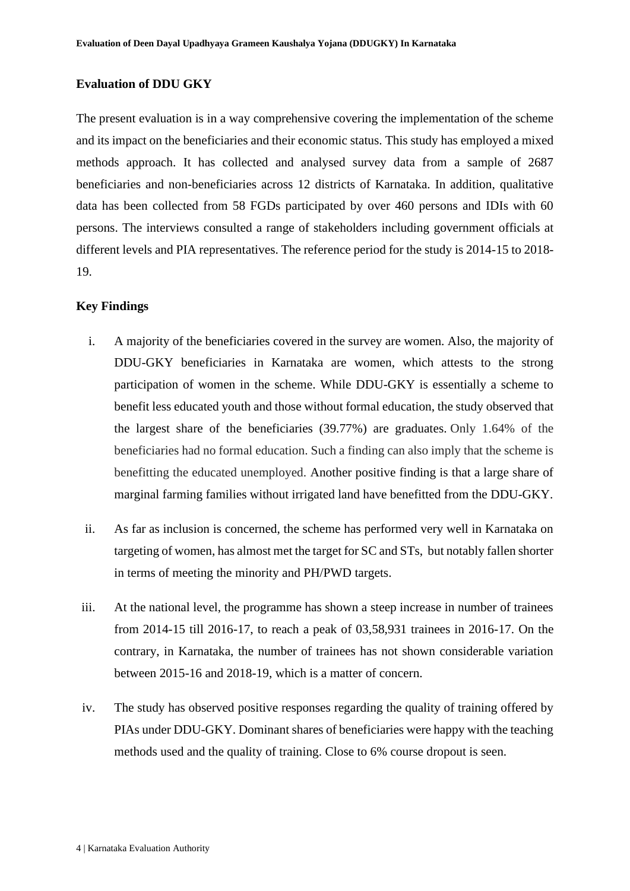## Evaluation of DDU GKY

The present evaluation is in a way comprehensive covering the implementation of the scheme and its impact on the beneficiaries and their economic status. This study has employed a mixed methods approach. It has collected and analysed survey data from a sample of 2687 beneficiaries and non-beneficiaries across 12 districts of Karnataka. In addition, qualitative data has been collected from 58 FGDs participated by over 460 persons and IDIs with 60 persons. The interviews consulted a range of stakeholders including government officials at different levels and PIA representatives. The reference period for the study is 2014-15 to 2018-19.

## Key Findings

i. A majority of the beneficiaries covered in the survey are women. Also, the majority of DDU-GKY beneficiaries in Karnataka are women, which attests to the strong participation of women in the scheme. While DDU-GKY is essentially a scheme to benefit less educated youth and those without formal education, the study observed that the largest share of the beneficiaries (39.77%) are graduates. Only 1.64% of the beneficiaries had no formal education. Such a finding can also imply that the scheme is benefitting the educated unemployed. Another positive finding is that a large share of marginal farming families without irrigated land have benefitted from the DDU-GKY.

ii. As far as inclusion is concerned, the scheme has performed very well in Karnataka on targeting of women, has almost met the target for SC and STs, but notably fallen shorter in terms of meeting the minority and PH/PWD targets.

iii. At the national level, the programme has shown a steep increase in number of trainees from 2014-15 till 2016-17, to reach a peak of 03,58,931 trainees in 2016-17. On the contrary, in Karnataka, the number of trainees has not shown considerable variation between 2015-16 and 2018-19, which is a matter of concern.

iv. The study has observed positive responses regarding the quality of training offered by PIAs under DDU-GKY. Dominant shares of beneficiaries were happy with the teaching methods used and the quality of training. Close to 6% course dropout is seen.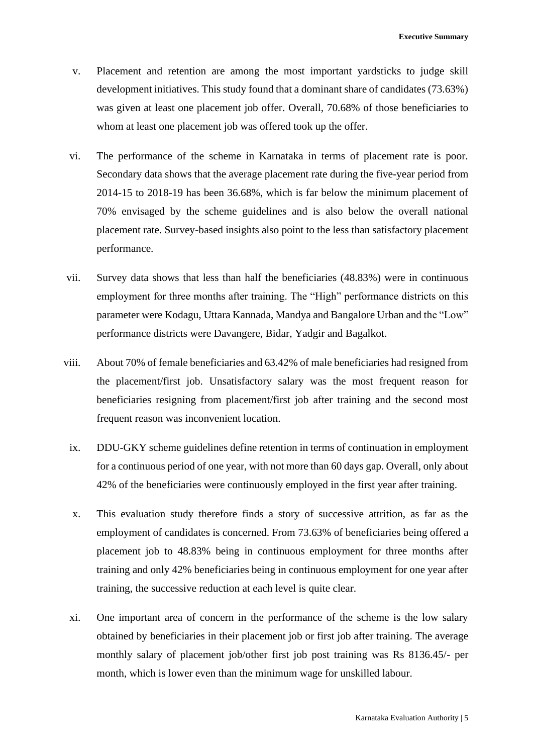v. Placement and retention are among the most important yardsticks to judge skill development initiatives. This study found that a dominant share of candidates (73.63%) was given at least one placement job offer. Overall, 70.68% of those beneficiaries to whom at least one placement job was offered took up the offer.

vi. The performance of the scheme in Karnataka in terms of placement rate is poor. Secondary data shows that the average placement rate during the five-year period from 2014-15 to 2018-19 has been 36.68%, which is far below the minimum placement of 70% envisaged by the scheme guidelines and is also below the overall national placement rate. Survey-based insights also point to the less than satisfactory placement performance.

vii. Survey data shows that less than half the beneficiaries (48.83%) were in continuous employment for three months after training. The "High" performance districts on this parameter were Kodagu, Uttara Kannada, Mandya and Bangalore Urban and the "Low" performance districts were Davangere, Bidar, Yadgir and Bagalkot.

viii. About 70% of female beneficiaries and 63.42% of male beneficiaries had resigned from the placement/first job. Unsatisfactory salary was the most frequent reason for beneficiaries resigning from placement/first job after training and the second most frequent reason was inconvenient location.

ix. DDU-GKY scheme guidelines define retention in terms of continuation in employment for a continuous period of one year, with not more than 60 days gap. Overall, only about 42% of the beneficiaries were continuously employed in the first year after training.

x. This evaluation study therefore finds a story of successive attrition, as far as the employment of candidates is concerned. From 73.63% of beneficiaries being offered a placement job to 48.83% being in continuous employment for three months after training and only 42% beneficiaries being in continuous employment for one year after training, the successive reduction at each level is quite clear.

xi. One important area of concern in the performance of the scheme is the low salary obtained by beneficiaries in their placement job or first job after training. The average monthly salary of placement job/other first job post training was Rs 8136.45/- per month, which is lower even than the minimum wage for unskilled labour.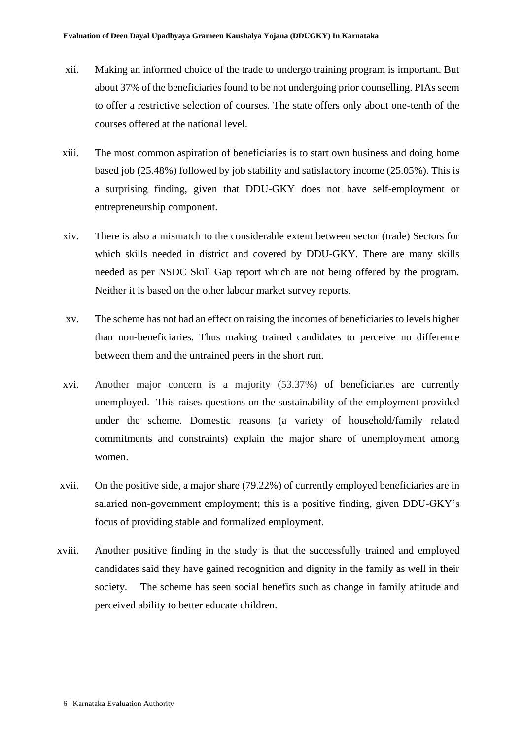xii. Making an informed choice of the trade to undergo training program is important. But about 37% of the beneficiaries found to be not undergoing prior counselling. PIAs seem to offer a restrictive selection of courses. The state offers only about one-tenth of the courses offered at the national level.

xiii. The most common aspiration of beneficiaries is to start own business and doing home based job (25.48%) followed by job stability and satisfactory income (25.05%). This is a surprising finding, given that DDU-GKY does not have self-employment or entrepreneurship component.

xiv. There is also a mismatch to the considerable extent between sector (trade) Sectors for which skills needed in district and covered by DDU-GKY. There are many skills needed as per NSDC Skill Gap report which are not being offered by the program. Neither it is based on the other labour market survey reports.

xv. The scheme has not had an effect on raising the incomes of beneficiaries to levels higher than non-beneficiaries. Thus making trained candidates to perceive no difference between them and the untrained peers in the short run.

xvi. Another major concern is a majority (53.37%) of beneficiaries are currently unemployed. This raises questions on the sustainability of the employment provided under the scheme. Domestic reasons (a variety of household/family related commitments and constraints) explain the major share of unemployment among women.

xvii. On the positive side, a major share (79.22%) of currently employed beneficiaries are in salaried non-government employment; this is a positive finding, given DDU-GKY's focus of providing stable and formalized employment.

xviii. Another positive finding in the study is that the successfully trained and employed candidates said they have gained recognition and dignity in the family as well in their society. The scheme has seen social benefits such as change in family attitude and perceived ability to better educate children.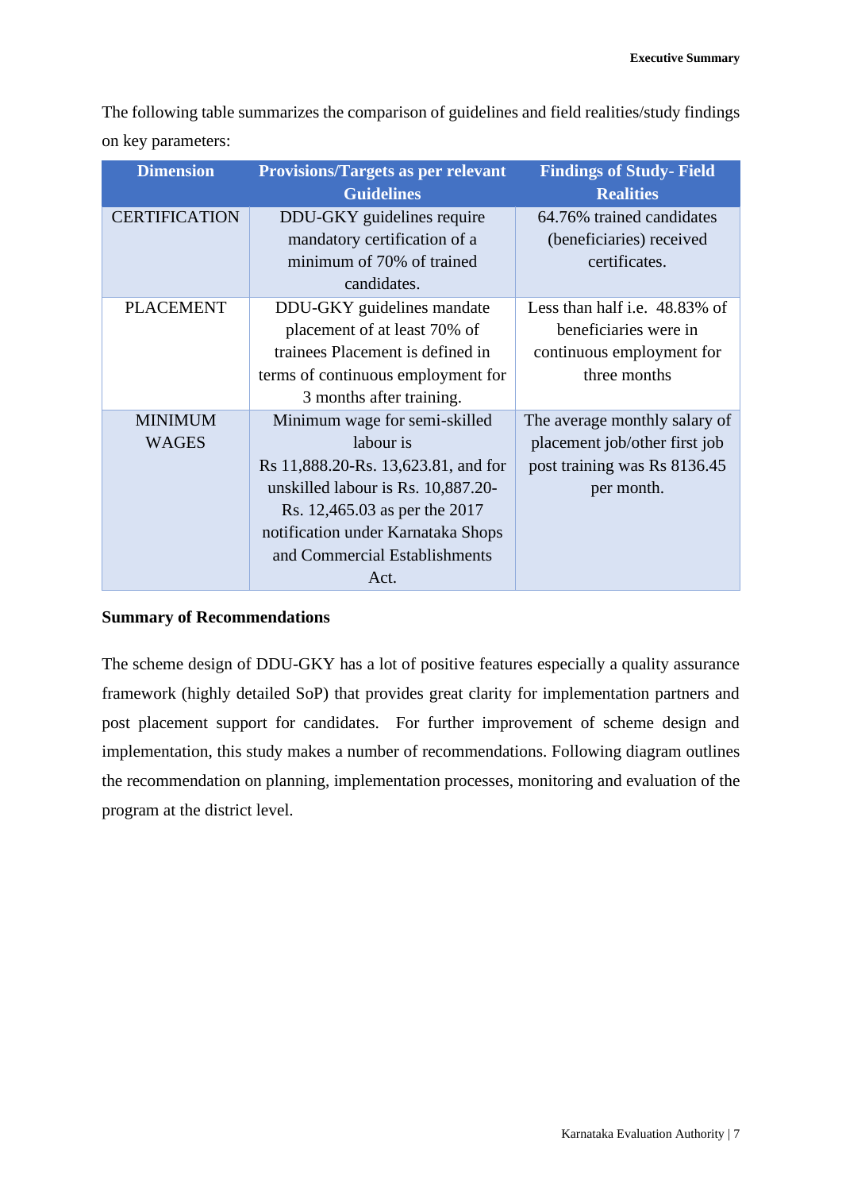The following table summarizes the comparison of guidelines and field realities/study findings on key parameters:

| Dimension | Provisions/Targets as per relevant Guidelines | Findings of Study- Field Realities |
|---|---|---|
| CERTIFICATION | DDU-GKY guidelines require mandatory certification of a minimum of 70% of trained candidates. | 64.76% trained candidates (beneficiaries) received certificates. |
| PLACEMENT | DDU-GKY guidelines mandate placement of at least 70% of trainees Placement is defined in terms of continuous employment for 3 months after training. | Less than half i.e. 48.83% of beneficiaries were in continuous employment for three months |
| MINIMUM WAGES | Minimum wage for semi-skilled labour is Rs 11,888.20-Rs. 13,623.81, and for unskilled labour is Rs. 10,887.20-Rs. 12,465.03 as per the 2017 notification under Karnataka Shops and Commercial Establishments Act. | The average monthly salary of placement job/other first job post training was Rs 8136.45 per month. |

**Summary of Recommendations**

The scheme design of DDU-GKY has a lot of positive features especially a quality assurance framework (highly detailed SoP) that provides great clarity for implementation partners and post placement support for candidates. For further improvement of scheme design and implementation, this study makes a number of recommendations. Following diagram outlines the recommendation on planning, implementation processes, monitoring and evaluation of the program at the district level.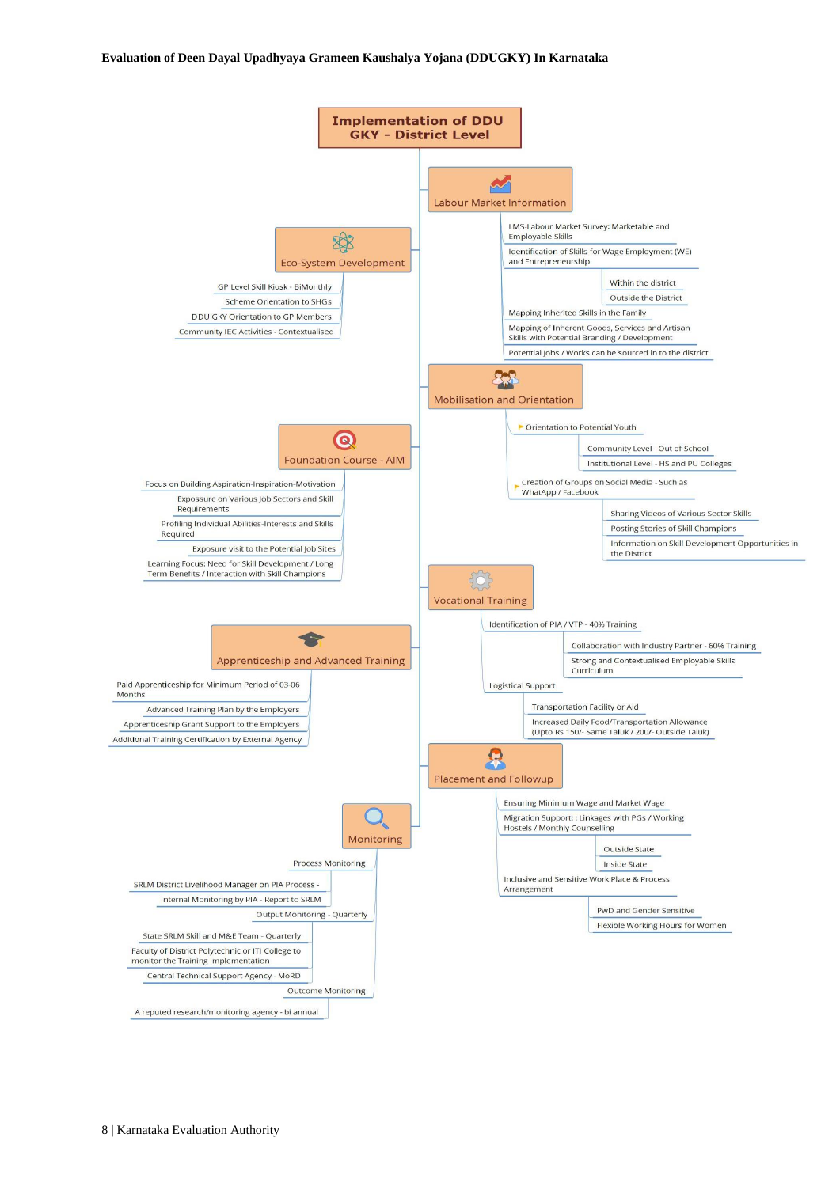# Implementation of DDU GKY - District Level

## Labour Market Information

- LMS-Labour Market Survey: Marketable and Employable Skills
- Identification of Skills for Wage Employment (WE) and Entrepreneurship
  - Within the district
  - Outside the District
- Mapping Inherited Skills in the Family
- Mapping of Inherent Goods, Services and Artisan Skills with Potential Branding / Development
- Potential Jobs / Works can be sourced in to the district

## Eco-System Development

- GP Level Skill Kiosk - BiMonthly
- Scheme Orientation to SHGs
- DDU GKY Orientation to GP Members
- Community IEC Activities - Contextualised

## Mobilisation and Orientation

- Orientation to Potential Youth
  - Community Level - Out of School
  - Institutional Level - HS and PU Colleges
- Creation of Groups on Social Media - Such as WhatApp / Facebook
  - Sharing Videos of Various Sector Skills
  - Posting Stories of Skill Champions
  - Information on Skill Development Opportunities in the District

## Foundation Course - AIM

- Focus on Building Aspiration-Inspiration-Motivation
- Expossure on Various Job Sectors and Skill Requirements
- Profiling Individual Abilities-Interests and Skills Required
- Exposure visit to the Potential Job Sites
- Learning Focus: Need for Skill Development / Long Term Benefits / Interaction with Skill Champions

## Vocational Training

- Identification of PIA / VTP - 40% Training
  - Collaboration with Industry Partner - 60% Training
  - Strong and Contextualised Employable Skills Curriculum
- Logistical Support
  - Transportation Facility or Aid
  - Increased Daily Food/Transportation Allowance (Upto Rs 150/- Same Taluk / 200/- Outside Taluk)

## Apprenticeship and Advanced Training

- Paid Apprenticeship for Minimum Period of 03-06 Months
- Advanced Training Plan by the Employers
- Apprenticeship Grant Support to the Employers
- Additional Training Certification by External Agency

## Placement and Followup

- Ensuring Minimum Wage and Market Wage
- Migration Support: : Linkages with PGs / Working Hostels / Monthly Counselling
  - Outside State
  - Inside State
- Inclusive and Sensitive Work Place & Process Arrangement
  - PwD and Gender Sensitive
  - Flexible Working Hours for Women

## Monitoring

- Process Monitoring
  - SRLM District Livelihood Manager on PIA Process -
  - Internal Monitoring by PIA - Report to SRLM
- Output Monitoring - Quarterly
  - State SRLM Skill and M&E Team - Quarterly
  - Faculty of District Polytechnic or ITI College to monitor the Training Implementation
  - Central Technical Support Agency - MoRD
- Outcome Monitoring
  - A reputed research/monitoring agency - bi annual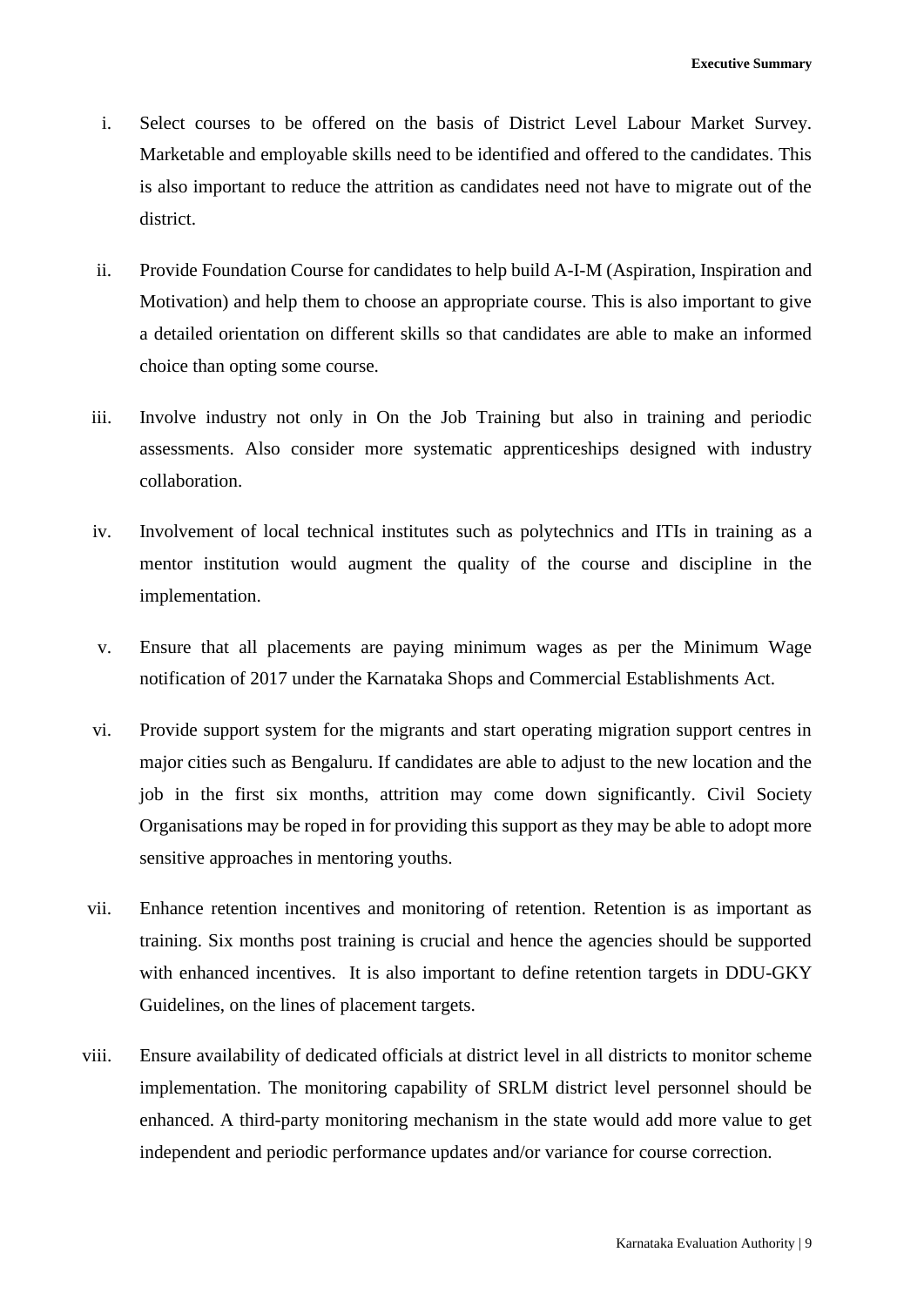i. Select courses to be offered on the basis of District Level Labour Market Survey. Marketable and employable skills need to be identified and offered to the candidates. This is also important to reduce the attrition as candidates need not have to migrate out of the district.

ii. Provide Foundation Course for candidates to help build A-I-M (Aspiration, Inspiration and Motivation) and help them to choose an appropriate course. This is also important to give a detailed orientation on different skills so that candidates are able to make an informed choice than opting some course.

iii. Involve industry not only in On the Job Training but also in training and periodic assessments. Also consider more systematic apprenticeships designed with industry collaboration.

iv. Involvement of local technical institutes such as polytechnics and ITIs in training as a mentor institution would augment the quality of the course and discipline in the implementation.

v. Ensure that all placements are paying minimum wages as per the Minimum Wage notification of 2017 under the Karnataka Shops and Commercial Establishments Act.

vi. Provide support system for the migrants and start operating migration support centres in major cities such as Bengaluru. If candidates are able to adjust to the new location and the job in the first six months, attrition may come down significantly. Civil Society Organisations may be roped in for providing this support as they may be able to adopt more sensitive approaches in mentoring youths.

vii. Enhance retention incentives and monitoring of retention. Retention is as important as training. Six months post training is crucial and hence the agencies should be supported with enhanced incentives. It is also important to define retention targets in DDU-GKY Guidelines, on the lines of placement targets.

viii. Ensure availability of dedicated officials at district level in all districts to monitor scheme implementation. The monitoring capability of SRLM district level personnel should be enhanced. A third-party monitoring mechanism in the state would add more value to get independent and periodic performance updates and/or variance for course correction.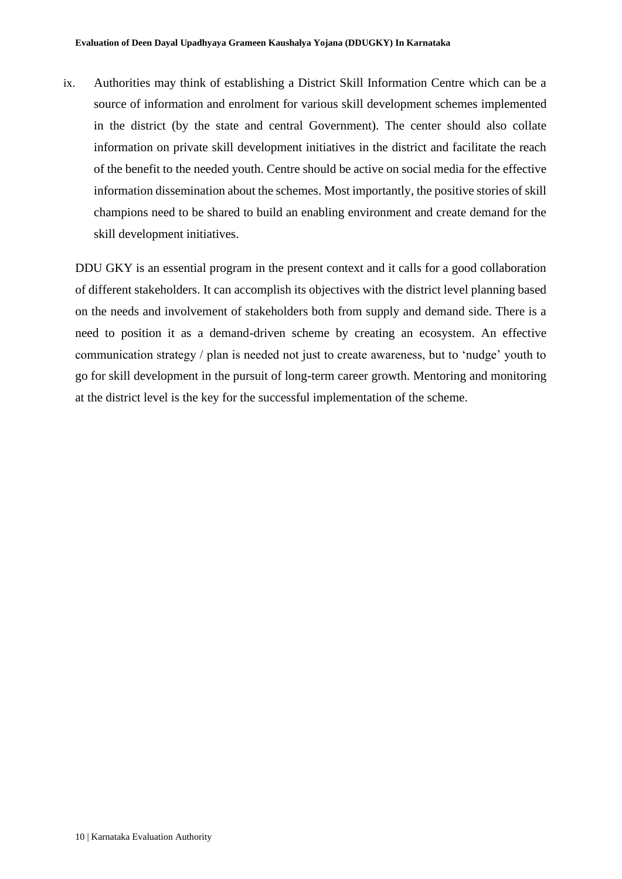ix. Authorities may think of establishing a District Skill Information Centre which can be a source of information and enrolment for various skill development schemes implemented in the district (by the state and central Government). The center should also collate information on private skill development initiatives in the district and facilitate the reach of the benefit to the needed youth. Centre should be active on social media for the effective information dissemination about the schemes. Most importantly, the positive stories of skill champions need to be shared to build an enabling environment and create demand for the skill development initiatives.

DDU GKY is an essential program in the present context and it calls for a good collaboration of different stakeholders. It can accomplish its objectives with the district level planning based on the needs and involvement of stakeholders both from supply and demand side. There is a need to position it as a demand-driven scheme by creating an ecosystem. An effective communication strategy / plan is needed not just to create awareness, but to 'nudge' youth to go for skill development in the pursuit of long-term career growth. Mentoring and monitoring at the district level is the key for the successful implementation of the scheme.